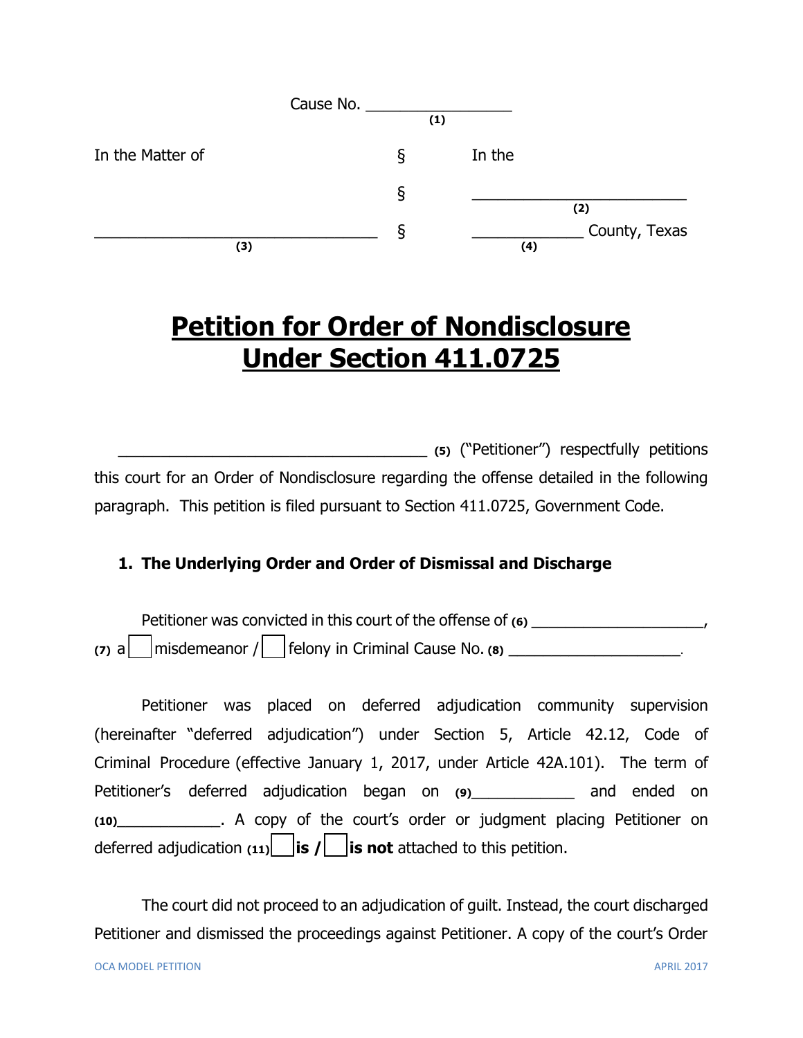Cause No. _________________ (1)

| In the Matter of | § | In the |
|---|---|---|
| | § | ___________________________ (2) |
| _________________________________ (3) | § | _____________ (4) County, Texas |

# Petition for Order of Nondisclosure Under Section 411.0725

_____________________________________ (5) ("Petitioner") respectfully petitions this court for an Order of Nondisclosure regarding the offense detailed in the following paragraph. This petition is filed pursuant to Section 411.0725, Government Code.

## 1. The Underlying Order and Order of Dismissal and Discharge

Petitioner was convicted in this court of the offense of (6) ____________________, (7) a ☐ misdemeanor / ☐ felony in Criminal Cause No. (8) ____________________.

Petitioner was placed on deferred adjudication community supervision (hereinafter "deferred adjudication") under Section 5, Article 42.12, Code of Criminal Procedure (effective January 1, 2017, under Article 42A.101). The term of Petitioner's deferred adjudication began on (9)____________ and ended on (10)____________. A copy of the court's order or judgment placing Petitioner on deferred adjudication (11) ☐ **is** / ☐ **is not** attached to this petition.

The court did not proceed to an adjudication of guilt. Instead, the court discharged Petitioner and dismissed the proceedings against Petitioner. A copy of the court's Order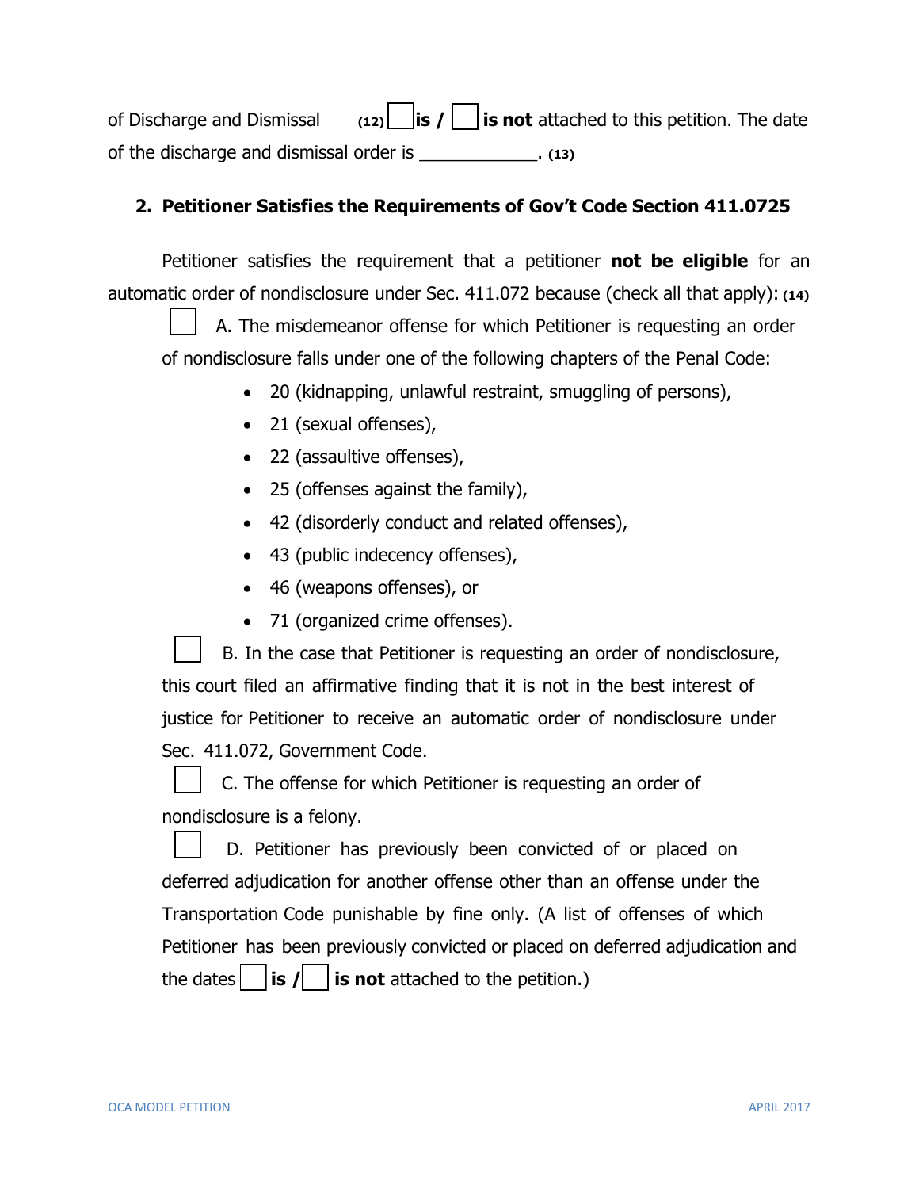of Discharge and Dismissal **(12)** ☐ **is /** ☐ **is not** attached to this petition. The date of the discharge and dismissal order is _____________. **(13)**

## 2. Petitioner Satisfies the Requirements of Gov't Code Section 411.0725

Petitioner satisfies the requirement that a petitioner **not be eligible** for an automatic order of nondisclosure under Sec. 411.072 because (check all that apply): **(14)**

☐ A. The misdemeanor offense for which Petitioner is requesting an order of nondisclosure falls under one of the following chapters of the Penal Code:

- 20 (kidnapping, unlawful restraint, smuggling of persons),
- 21 (sexual offenses),
- 22 (assaultive offenses),
- 25 (offenses against the family),
- 42 (disorderly conduct and related offenses),
- 43 (public indecency offenses),
- 46 (weapons offenses), or
- 71 (organized crime offenses).

☐ B. In the case that Petitioner is requesting an order of nondisclosure, this court filed an affirmative finding that it is not in the best interest of justice for Petitioner to receive an automatic order of nondisclosure under Sec. 411.072, Government Code.

☐ C. The offense for which Petitioner is requesting an order of nondisclosure is a felony.

☐ D. Petitioner has previously been convicted of or placed on deferred adjudication for another offense other than an offense under the Transportation Code punishable by fine only. (A list of offenses of which Petitioner has been previously convicted or placed on deferred adjudication and the dates ☐ **is /** ☐ **is not** attached to the petition.)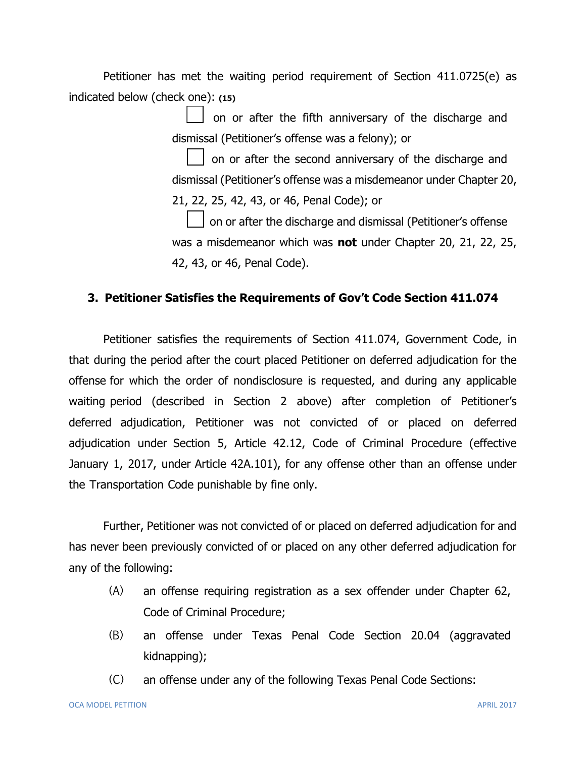Petitioner has met the waiting period requirement of Section 411.0725(e) as indicated below (check one): **(15)**

- ☐ on or after the fifth anniversary of the discharge and dismissal (Petitioner's offense was a felony); or
- ☐ on or after the second anniversary of the discharge and dismissal (Petitioner's offense was a misdemeanor under Chapter 20, 21, 22, 25, 42, 43, or 46, Penal Code); or
- ☐ on or after the discharge and dismissal (Petitioner's offense was a misdemeanor which was **not** under Chapter 20, 21, 22, 25, 42, 43, or 46, Penal Code).

### 3. Petitioner Satisfies the Requirements of Gov't Code Section 411.074

Petitioner satisfies the requirements of Section 411.074, Government Code, in that during the period after the court placed Petitioner on deferred adjudication for the offense for which the order of nondisclosure is requested, and during any applicable waiting period (described in Section 2 above) after completion of Petitioner's deferred adjudication, Petitioner was not convicted of or placed on deferred adjudication under Section 5, Article 42.12, Code of Criminal Procedure (effective January 1, 2017, under Article 42A.101), for any offense other than an offense under the Transportation Code punishable by fine only.

Further, Petitioner was not convicted of or placed on deferred adjudication for and has never been previously convicted of or placed on any other deferred adjudication for any of the following:

(A) an offense requiring registration as a sex offender under Chapter 62, Code of Criminal Procedure;

(B) an offense under Texas Penal Code Section 20.04 (aggravated kidnapping);

(C) an offense under any of the following Texas Penal Code Sections: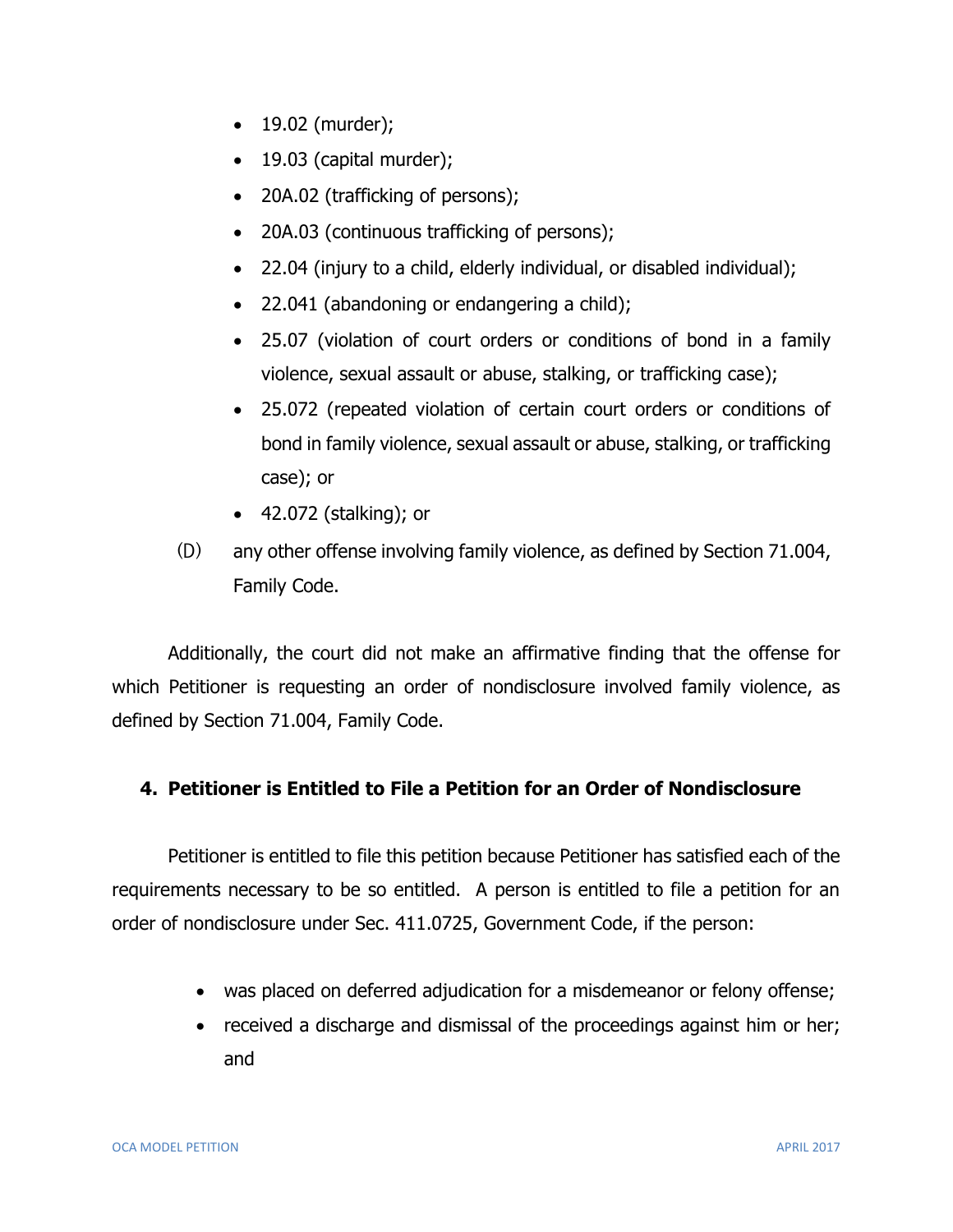- 19.02 (murder);
- 19.03 (capital murder);
- 20A.02 (trafficking of persons);
- 20A.03 (continuous trafficking of persons);
- 22.04 (injury to a child, elderly individual, or disabled individual);
- 22.041 (abandoning or endangering a child);
- 25.07 (violation of court orders or conditions of bond in a family violence, sexual assault or abuse, stalking, or trafficking case);
- 25.072 (repeated violation of certain court orders or conditions of bond in family violence, sexual assault or abuse, stalking, or trafficking case); or
- 42.072 (stalking); or

(D) any other offense involving family violence, as defined by Section 71.004, Family Code.

Additionally, the court did not make an affirmative finding that the offense for which Petitioner is requesting an order of nondisclosure involved family violence, as defined by Section 71.004, Family Code.

### 4. Petitioner is Entitled to File a Petition for an Order of Nondisclosure

Petitioner is entitled to file this petition because Petitioner has satisfied each of the requirements necessary to be so entitled. A person is entitled to file a petition for an order of nondisclosure under Sec. 411.0725, Government Code, if the person:

- was placed on deferred adjudication for a misdemeanor or felony offense;
- received a discharge and dismissal of the proceedings against him or her; and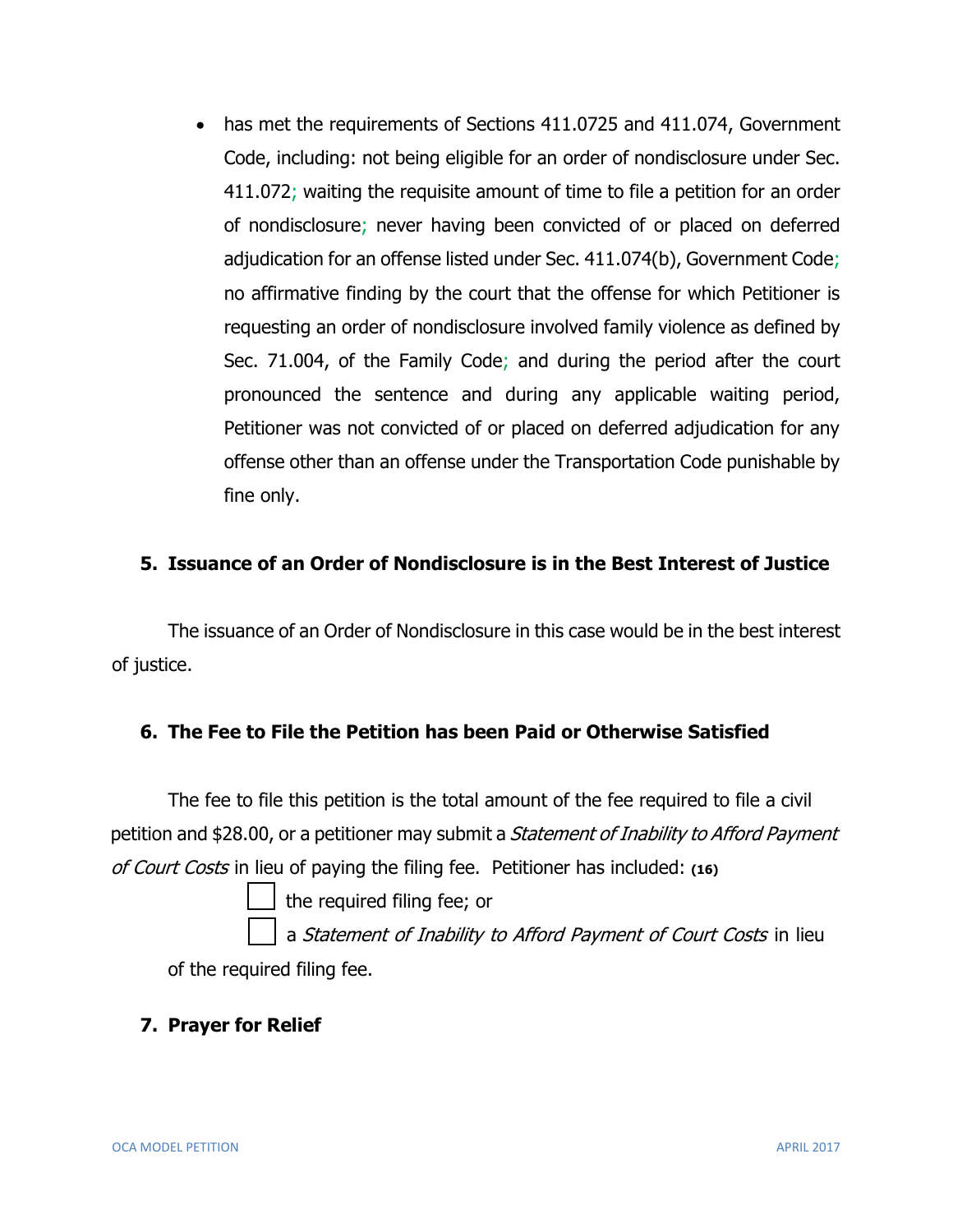- has met the requirements of Sections 411.0725 and 411.074, Government Code, including: not being eligible for an order of nondisclosure under Sec. 411.072; waiting the requisite amount of time to file a petition for an order of nondisclosure; never having been convicted of or placed on deferred adjudication for an offense listed under Sec. 411.074(b), Government Code; no affirmative finding by the court that the offense for which Petitioner is requesting an order of nondisclosure involved family violence as defined by Sec. 71.004, of the Family Code; and during the period after the court pronounced the sentence and during any applicable waiting period, Petitioner was not convicted of or placed on deferred adjudication for any offense other than an offense under the Transportation Code punishable by fine only.

### 5. Issuance of an Order of Nondisclosure is in the Best Interest of Justice

The issuance of an Order of Nondisclosure in this case would be in the best interest of justice.

### 6. The Fee to File the Petition has been Paid or Otherwise Satisfied

The fee to file this petition is the total amount of the fee required to file a civil petition and $28.00, or a petitioner may submit a *Statement of Inability to Afford Payment of Court Costs* in lieu of paying the filing fee. Petitioner has included: **(16)**

☐ the required filing fee; or

☐ a *Statement of Inability to Afford Payment of Court Costs* in lieu of the required filing fee.

### 7. Prayer for Relief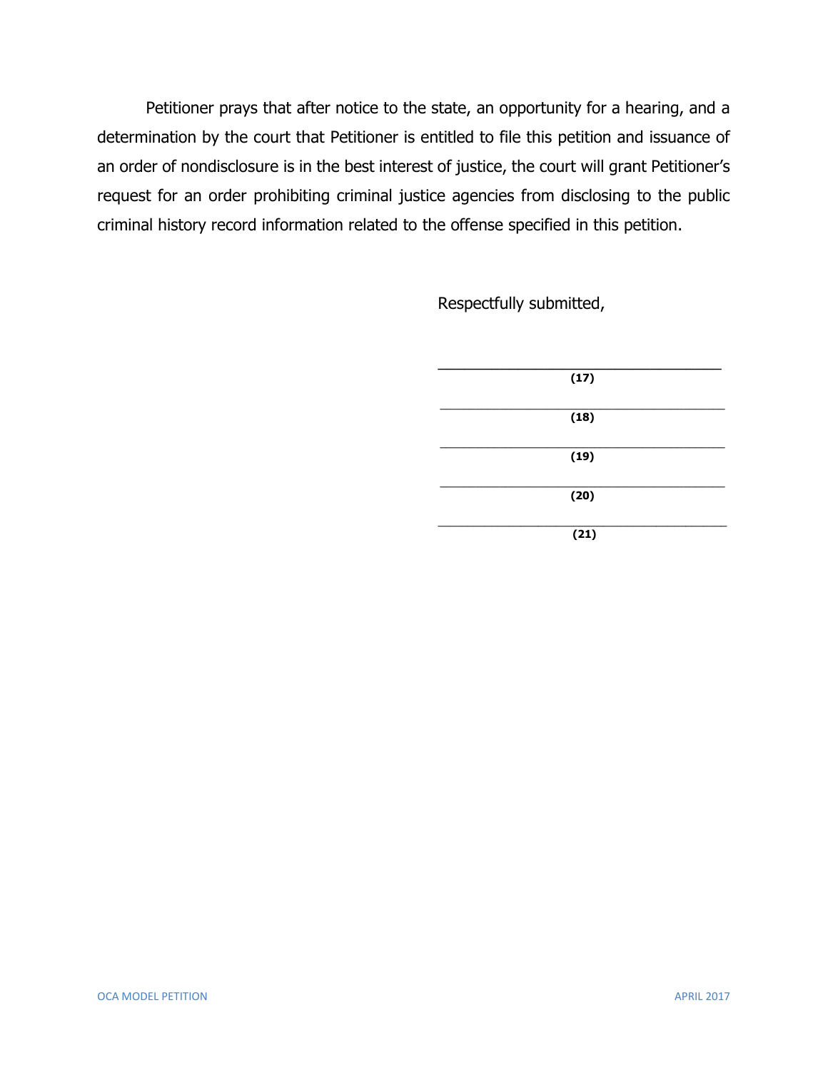Petitioner prays that after notice to the state, an opportunity for a hearing, and a determination by the court that Petitioner is entitled to file this petition and issuance of an order of nondisclosure is in the best interest of justice, the court will grant Petitioner's request for an order prohibiting criminal justice agencies from disclosing to the public criminal history record information related to the offense specified in this petition.

Respectfully submitted,

______________________________
**(17)**

______________________________
**(18)**

______________________________
**(19)**

______________________________
**(20)**

______________________________
**(21)**